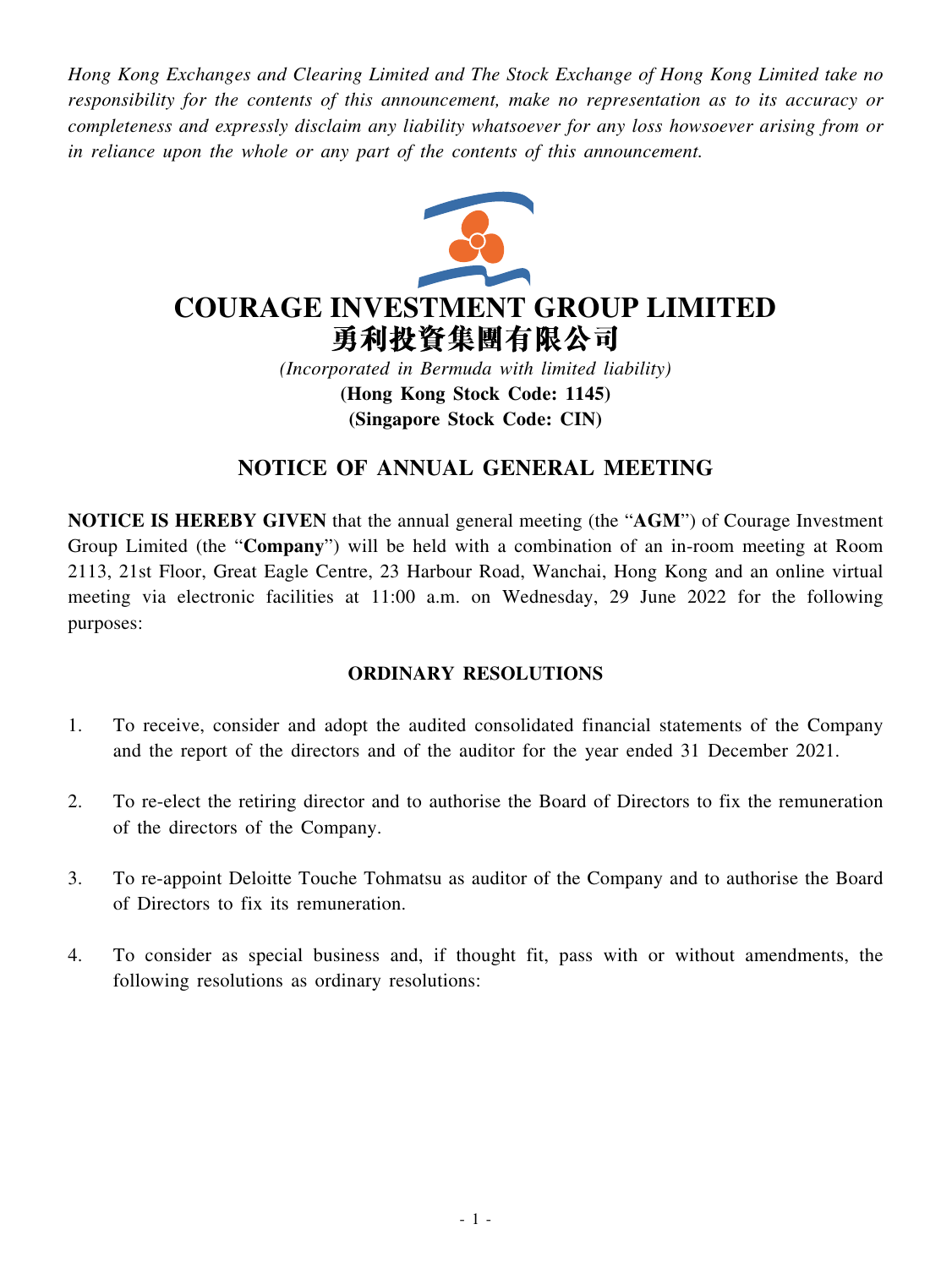*Hong Kong Exchanges and Clearing Limited and The Stock Exchange of Hong Kong Limited take no responsibility for the contents of this announcement, make no representation as to its accuracy or completeness and expressly disclaim any liability whatsoever for any loss howsoever arising from or in reliance upon the whole or any part of the contents of this announcement.*

# COURAGE INVESTMENT GROUP LIMITED
# 勇利投資集團有限公司

*(Incorporated in Bermuda with limited liability)*
**(Hong Kong Stock Code: 1145)**
**(Singapore Stock Code: CIN)**

## NOTICE OF ANNUAL GENERAL MEETING

**NOTICE IS HEREBY GIVEN** that the annual general meeting (the "**AGM**") of Courage Investment Group Limited (the "**Company**") will be held with a combination of an in-room meeting at Room 2113, 21st Floor, Great Eagle Centre, 23 Harbour Road, Wanchai, Hong Kong and an online virtual meeting via electronic facilities at 11:00 a.m. on Wednesday, 29 June 2022 for the following purposes:

### ORDINARY RESOLUTIONS

1. To receive, consider and adopt the audited consolidated financial statements of the Company and the report of the directors and of the auditor for the year ended 31 December 2021.

2. To re-elect the retiring director and to authorise the Board of Directors to fix the remuneration of the directors of the Company.

3. To re-appoint Deloitte Touche Tohmatsu as auditor of the Company and to authorise the Board of Directors to fix its remuneration.

4. To consider as special business and, if thought fit, pass with or without amendments, the following resolutions as ordinary resolutions: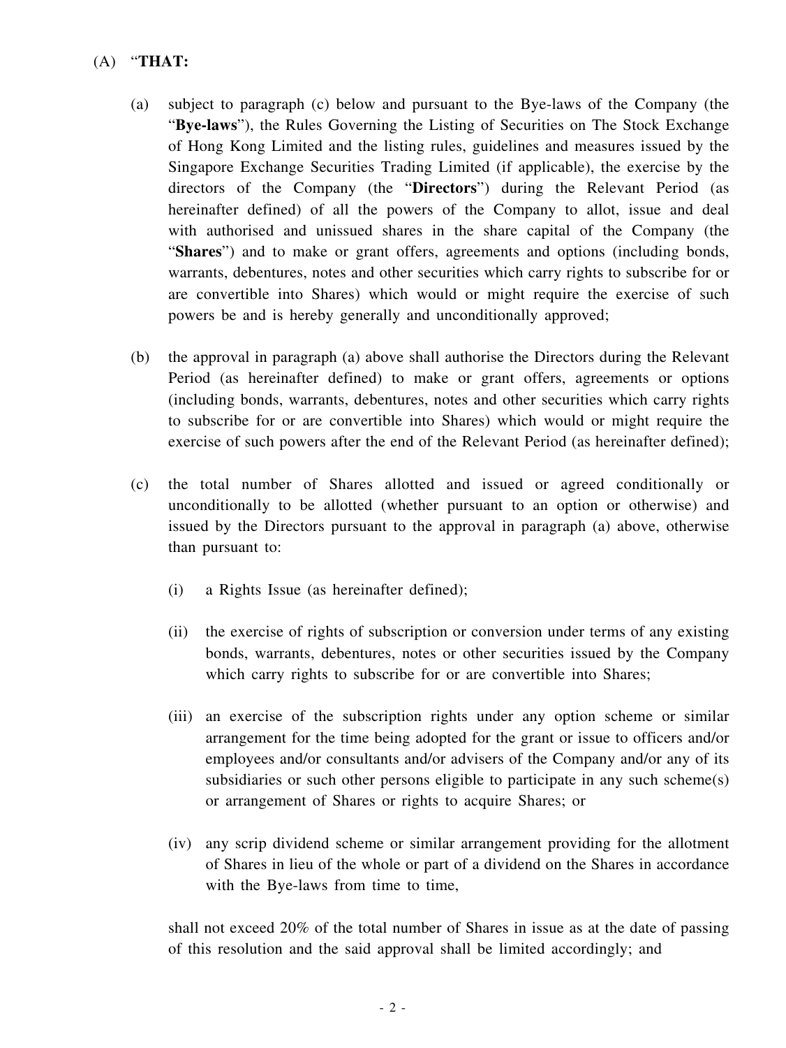(A) "**THAT:**

(a) subject to paragraph (c) below and pursuant to the Bye-laws of the Company (the "**Bye-laws**"), the Rules Governing the Listing of Securities on The Stock Exchange of Hong Kong Limited and the listing rules, guidelines and measures issued by the Singapore Exchange Securities Trading Limited (if applicable), the exercise by the directors of the Company (the "**Directors**") during the Relevant Period (as hereinafter defined) of all the powers of the Company to allot, issue and deal with authorised and unissued shares in the share capital of the Company (the "**Shares**") and to make or grant offers, agreements and options (including bonds, warrants, debentures, notes and other securities which carry rights to subscribe for or are convertible into Shares) which would or might require the exercise of such powers be and is hereby generally and unconditionally approved;

(b) the approval in paragraph (a) above shall authorise the Directors during the Relevant Period (as hereinafter defined) to make or grant offers, agreements or options (including bonds, warrants, debentures, notes and other securities which carry rights to subscribe for or are convertible into Shares) which would or might require the exercise of such powers after the end of the Relevant Period (as hereinafter defined);

(c) the total number of Shares allotted and issued or agreed conditionally or unconditionally to be allotted (whether pursuant to an option or otherwise) and issued by the Directors pursuant to the approval in paragraph (a) above, otherwise than pursuant to:

(i) a Rights Issue (as hereinafter defined);

(ii) the exercise of rights of subscription or conversion under terms of any existing bonds, warrants, debentures, notes or other securities issued by the Company which carry rights to subscribe for or are convertible into Shares;

(iii) an exercise of the subscription rights under any option scheme or similar arrangement for the time being adopted for the grant or issue to officers and/or employees and/or consultants and/or advisers of the Company and/or any of its subsidiaries or such other persons eligible to participate in any such scheme(s) or arrangement of Shares or rights to acquire Shares; or

(iv) any scrip dividend scheme or similar arrangement providing for the allotment of Shares in lieu of the whole or part of a dividend on the Shares in accordance with the Bye-laws from time to time,

shall not exceed 20% of the total number of Shares in issue as at the date of passing of this resolution and the said approval shall be limited accordingly; and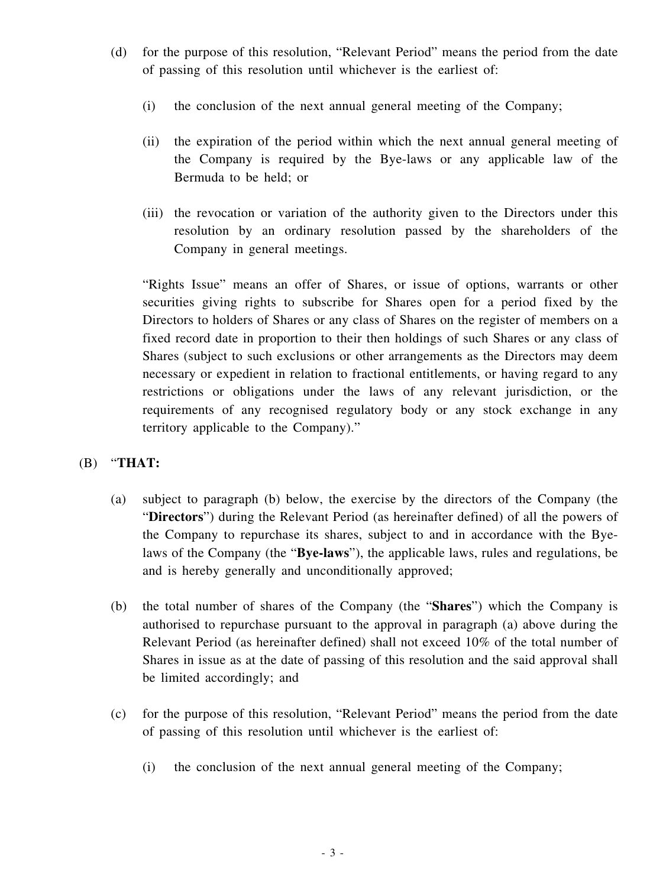(d) for the purpose of this resolution, "Relevant Period" means the period from the date of passing of this resolution until whichever is the earliest of:

    (i) the conclusion of the next annual general meeting of the Company;

    (ii) the expiration of the period within which the next annual general meeting of the Company is required by the Bye-laws or any applicable law of the Bermuda to be held; or

    (iii) the revocation or variation of the authority given to the Directors under this resolution by an ordinary resolution passed by the shareholders of the Company in general meetings.

"Rights Issue" means an offer of Shares, or issue of options, warrants or other securities giving rights to subscribe for Shares open for a period fixed by the Directors to holders of Shares or any class of Shares on the register of members on a fixed record date in proportion to their then holdings of such Shares or any class of Shares (subject to such exclusions or other arrangements as the Directors may deem necessary or expedient in relation to fractional entitlements, or having regard to any restrictions or obligations under the laws of any relevant jurisdiction, or the requirements of any recognised regulatory body or any stock exchange in any territory applicable to the Company)."

(B) "**THAT:**

(a) subject to paragraph (b) below, the exercise by the directors of the Company (the "**Directors**") during the Relevant Period (as hereinafter defined) of all the powers of the Company to repurchase its shares, subject to and in accordance with the Bye-laws of the Company (the "**Bye-laws**"), the applicable laws, rules and regulations, be and is hereby generally and unconditionally approved;

(b) the total number of shares of the Company (the "**Shares**") which the Company is authorised to repurchase pursuant to the approval in paragraph (a) above during the Relevant Period (as hereinafter defined) shall not exceed 10% of the total number of Shares in issue as at the date of passing of this resolution and the said approval shall be limited accordingly; and

(c) for the purpose of this resolution, "Relevant Period" means the period from the date of passing of this resolution until whichever is the earliest of:

    (i) the conclusion of the next annual general meeting of the Company;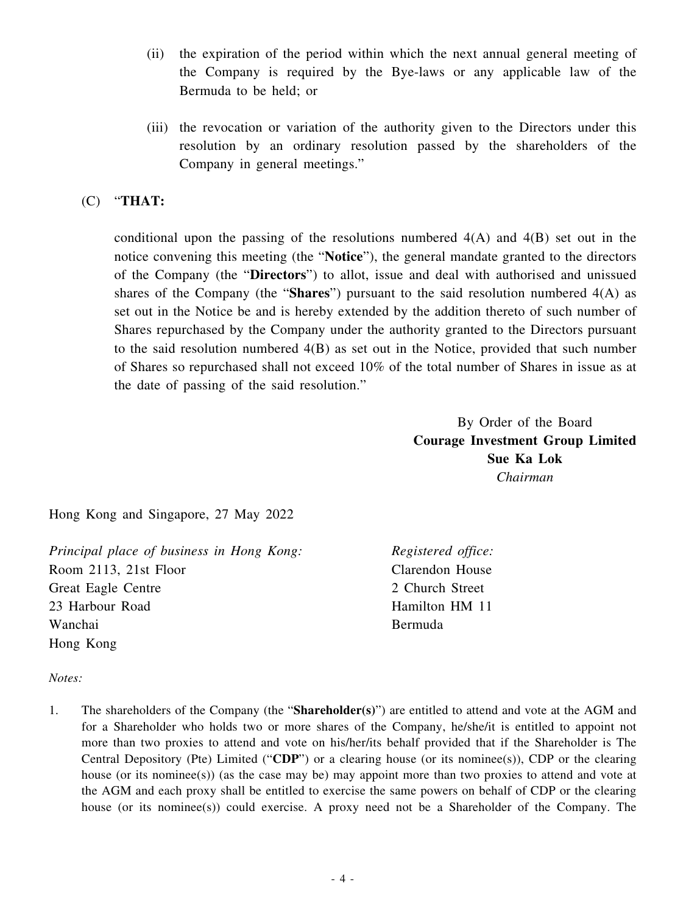(ii) the expiration of the period within which the next annual general meeting of the Company is required by the Bye-laws or any applicable law of the Bermuda to be held; or

(iii) the revocation or variation of the authority given to the Directors under this resolution by an ordinary resolution passed by the shareholders of the Company in general meetings."

(C) "**THAT:**

conditional upon the passing of the resolutions numbered 4(A) and 4(B) set out in the notice convening this meeting (the "**Notice**"), the general mandate granted to the directors of the Company (the "**Directors**") to allot, issue and deal with authorised and unissued shares of the Company (the "**Shares**") pursuant to the said resolution numbered 4(A) as set out in the Notice be and is hereby extended by the addition thereto of such number of Shares repurchased by the Company under the authority granted to the Directors pursuant to the said resolution numbered 4(B) as set out in the Notice, provided that such number of Shares so repurchased shall not exceed 10% of the total number of Shares in issue as at the date of passing of the said resolution."

By Order of the Board
**Courage Investment Group Limited**
**Sue Ka Lok**
*Chairman*

Hong Kong and Singapore, 27 May 2022

*Principal place of business in Hong Kong:*
Room 2113, 21st Floor
Great Eagle Centre
23 Harbour Road
Wanchai
Hong Kong

*Registered office:*
Clarendon House
2 Church Street
Hamilton HM 11
Bermuda

*Notes:*

1. The shareholders of the Company (the "**Shareholder(s)**") are entitled to attend and vote at the AGM and for a Shareholder who holds two or more shares of the Company, he/she/it is entitled to appoint not more than two proxies to attend and vote on his/her/its behalf provided that if the Shareholder is The Central Depository (Pte) Limited ("**CDP**") or a clearing house (or its nominee(s)), CDP or the clearing house (or its nominee(s)) (as the case may be) may appoint more than two proxies to attend and vote at the AGM and each proxy shall be entitled to exercise the same powers on behalf of CDP or the clearing house (or its nominee(s)) could exercise. A proxy need not be a Shareholder of the Company. The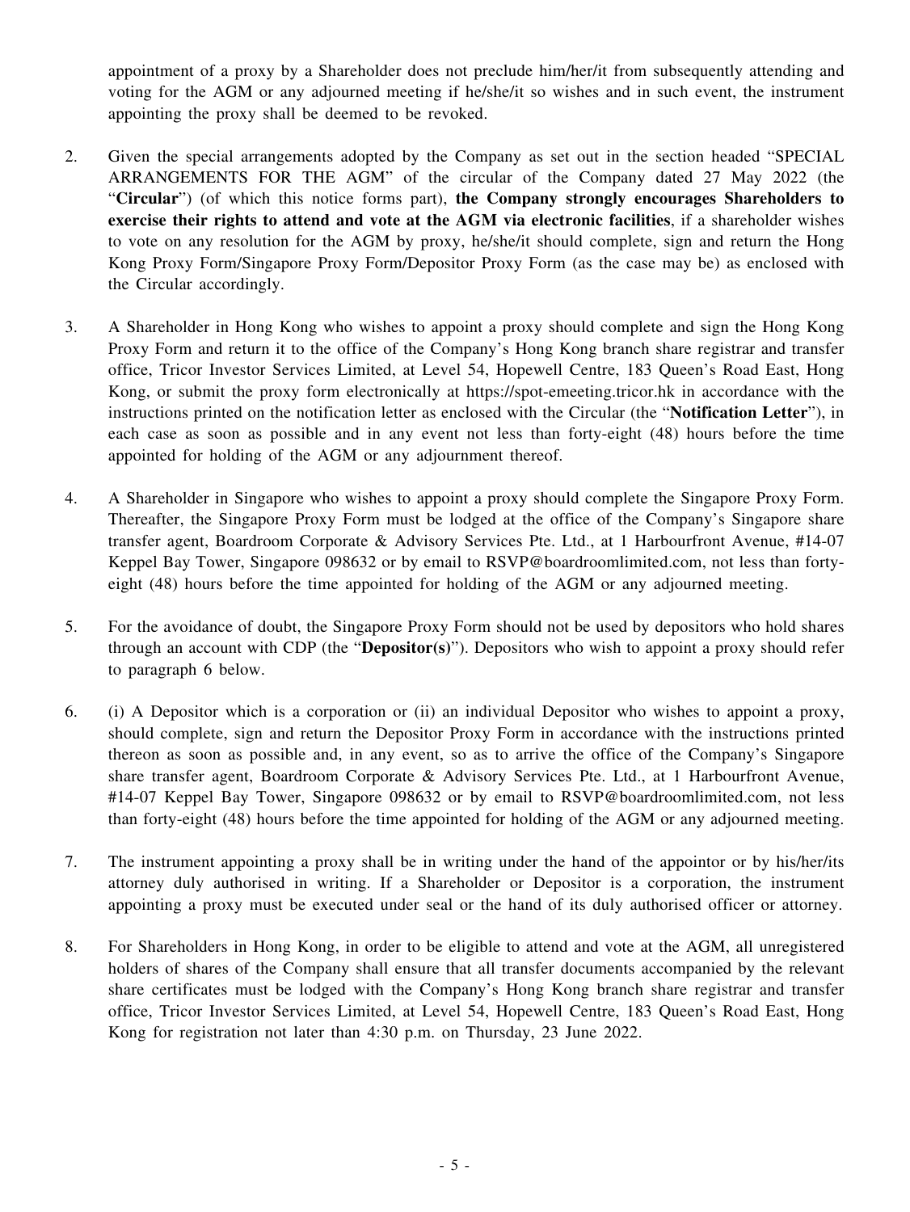appointment of a proxy by a Shareholder does not preclude him/her/it from subsequently attending and voting for the AGM or any adjourned meeting if he/she/it so wishes and in such event, the instrument appointing the proxy shall be deemed to be revoked.

2. Given the special arrangements adopted by the Company as set out in the section headed "SPECIAL ARRANGEMENTS FOR THE AGM" of the circular of the Company dated 27 May 2022 (the "**Circular**") (of which this notice forms part), **the Company strongly encourages Shareholders to exercise their rights to attend and vote at the AGM via electronic facilities**, if a shareholder wishes to vote on any resolution for the AGM by proxy, he/she/it should complete, sign and return the Hong Kong Proxy Form/Singapore Proxy Form/Depositor Proxy Form (as the case may be) as enclosed with the Circular accordingly.

3. A Shareholder in Hong Kong who wishes to appoint a proxy should complete and sign the Hong Kong Proxy Form and return it to the office of the Company's Hong Kong branch share registrar and transfer office, Tricor Investor Services Limited, at Level 54, Hopewell Centre, 183 Queen's Road East, Hong Kong, or submit the proxy form electronically at https://spot-emeeting.tricor.hk in accordance with the instructions printed on the notification letter as enclosed with the Circular (the "**Notification Letter**"), in each case as soon as possible and in any event not less than forty-eight (48) hours before the time appointed for holding of the AGM or any adjournment thereof.

4. A Shareholder in Singapore who wishes to appoint a proxy should complete the Singapore Proxy Form. Thereafter, the Singapore Proxy Form must be lodged at the office of the Company's Singapore share transfer agent, Boardroom Corporate & Advisory Services Pte. Ltd., at 1 Harbourfront Avenue, #14-07 Keppel Bay Tower, Singapore 098632 or by email to RSVP@boardroomlimited.com, not less than forty-eight (48) hours before the time appointed for holding of the AGM or any adjourned meeting.

5. For the avoidance of doubt, the Singapore Proxy Form should not be used by depositors who hold shares through an account with CDP (the "**Depositor(s)**"). Depositors who wish to appoint a proxy should refer to paragraph 6 below.

6. (i) A Depositor which is a corporation or (ii) an individual Depositor who wishes to appoint a proxy, should complete, sign and return the Depositor Proxy Form in accordance with the instructions printed thereon as soon as possible and, in any event, so as to arrive the office of the Company's Singapore share transfer agent, Boardroom Corporate & Advisory Services Pte. Ltd., at 1 Harbourfront Avenue, #14-07 Keppel Bay Tower, Singapore 098632 or by email to RSVP@boardroomlimited.com, not less than forty-eight (48) hours before the time appointed for holding of the AGM or any adjourned meeting.

7. The instrument appointing a proxy shall be in writing under the hand of the appointor or by his/her/its attorney duly authorised in writing. If a Shareholder or Depositor is a corporation, the instrument appointing a proxy must be executed under seal or the hand of its duly authorised officer or attorney.

8. For Shareholders in Hong Kong, in order to be eligible to attend and vote at the AGM, all unregistered holders of shares of the Company shall ensure that all transfer documents accompanied by the relevant share certificates must be lodged with the Company's Hong Kong branch share registrar and transfer office, Tricor Investor Services Limited, at Level 54, Hopewell Centre, 183 Queen's Road East, Hong Kong for registration not later than 4:30 p.m. on Thursday, 23 June 2022.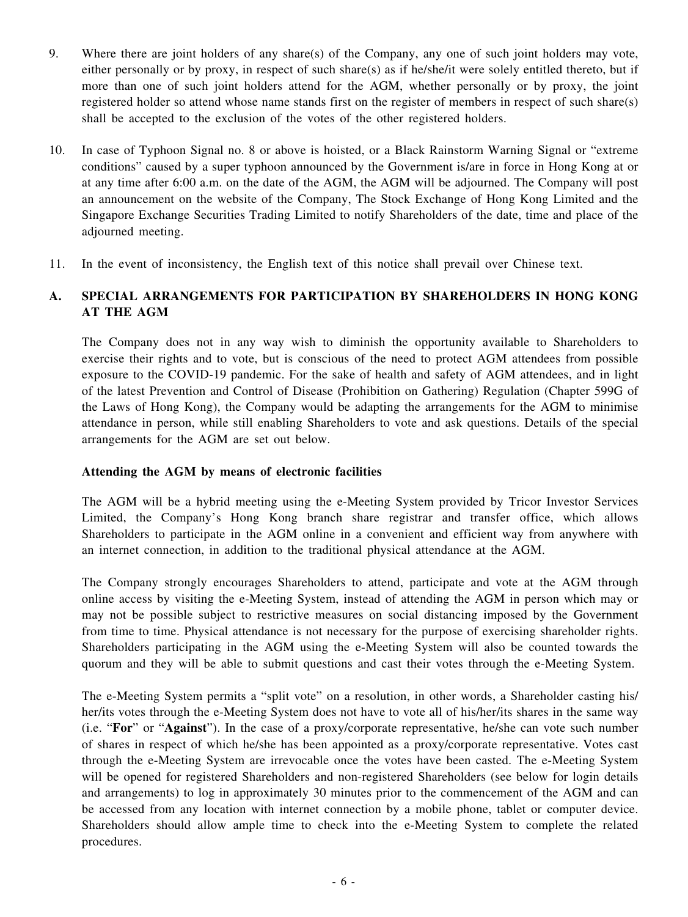9. Where there are joint holders of any share(s) of the Company, any one of such joint holders may vote, either personally or by proxy, in respect of such share(s) as if he/she/it were solely entitled thereto, but if more than one of such joint holders attend for the AGM, whether personally or by proxy, the joint registered holder so attend whose name stands first on the register of members in respect of such share(s) shall be accepted to the exclusion of the votes of the other registered holders.

10. In case of Typhoon Signal no. 8 or above is hoisted, or a Black Rainstorm Warning Signal or "extreme conditions" caused by a super typhoon announced by the Government is/are in force in Hong Kong at or at any time after 6:00 a.m. on the date of the AGM, the AGM will be adjourned. The Company will post an announcement on the website of the Company, The Stock Exchange of Hong Kong Limited and the Singapore Exchange Securities Trading Limited to notify Shareholders of the date, time and place of the adjourned meeting.

11. In the event of inconsistency, the English text of this notice shall prevail over Chinese text.

## A. SPECIAL ARRANGEMENTS FOR PARTICIPATION BY SHAREHOLDERS IN HONG KONG AT THE AGM

The Company does not in any way wish to diminish the opportunity available to Shareholders to exercise their rights and to vote, but is conscious of the need to protect AGM attendees from possible exposure to the COVID-19 pandemic. For the sake of health and safety of AGM attendees, and in light of the latest Prevention and Control of Disease (Prohibition on Gathering) Regulation (Chapter 599G of the Laws of Hong Kong), the Company would be adapting the arrangements for the AGM to minimise attendance in person, while still enabling Shareholders to vote and ask questions. Details of the special arrangements for the AGM are set out below.

**Attending the AGM by means of electronic facilities**

The AGM will be a hybrid meeting using the e-Meeting System provided by Tricor Investor Services Limited, the Company's Hong Kong branch share registrar and transfer office, which allows Shareholders to participate in the AGM online in a convenient and efficient way from anywhere with an internet connection, in addition to the traditional physical attendance at the AGM.

The Company strongly encourages Shareholders to attend, participate and vote at the AGM through online access by visiting the e-Meeting System, instead of attending the AGM in person which may or may not be possible subject to restrictive measures on social distancing imposed by the Government from time to time. Physical attendance is not necessary for the purpose of exercising shareholder rights. Shareholders participating in the AGM using the e-Meeting System will also be counted towards the quorum and they will be able to submit questions and cast their votes through the e-Meeting System.

The e-Meeting System permits a "split vote" on a resolution, in other words, a Shareholder casting his/her/its votes through the e-Meeting System does not have to vote all of his/her/its shares in the same way (i.e. "**For**" or "**Against**"). In the case of a proxy/corporate representative, he/she can vote such number of shares in respect of which he/she has been appointed as a proxy/corporate representative. Votes cast through the e-Meeting System are irrevocable once the votes have been casted. The e-Meeting System will be opened for registered Shareholders and non-registered Shareholders (see below for login details and arrangements) to log in approximately 30 minutes prior to the commencement of the AGM and can be accessed from any location with internet connection by a mobile phone, tablet or computer device. Shareholders should allow ample time to check into the e-Meeting System to complete the related procedures.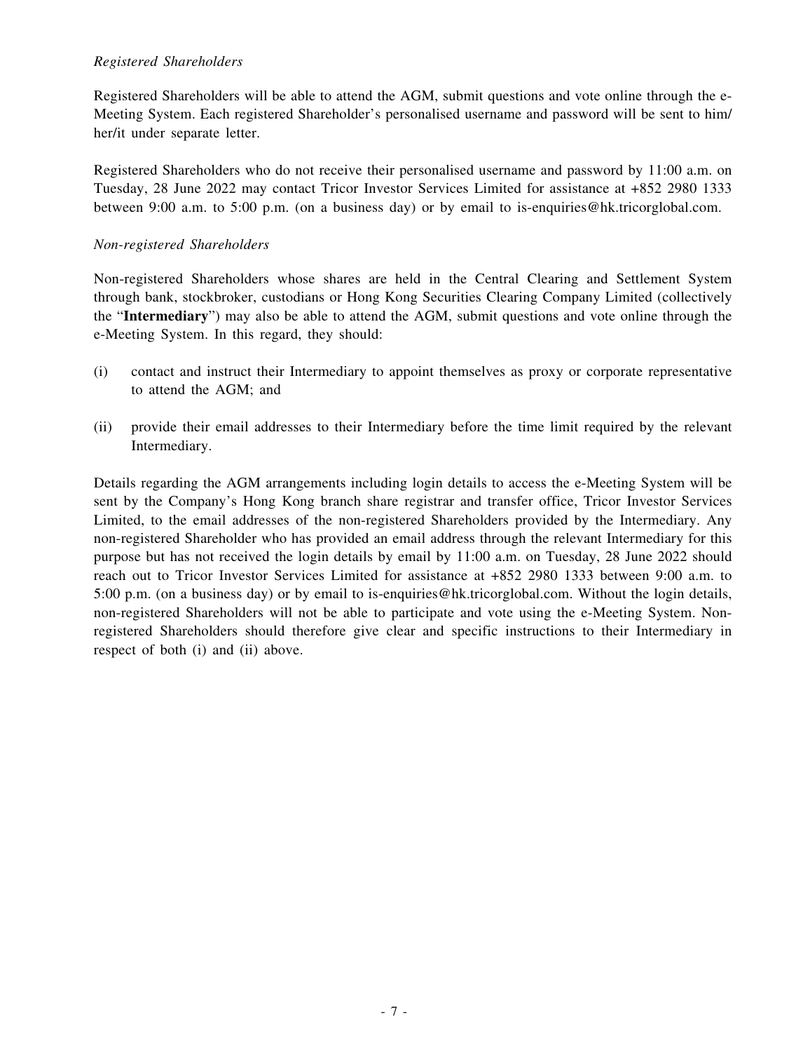*Registered Shareholders*

Registered Shareholders will be able to attend the AGM, submit questions and vote online through the e-Meeting System. Each registered Shareholder's personalised username and password will be sent to him/her/it under separate letter.

Registered Shareholders who do not receive their personalised username and password by 11:00 a.m. on Tuesday, 28 June 2022 may contact Tricor Investor Services Limited for assistance at +852 2980 1333 between 9:00 a.m. to 5:00 p.m. (on a business day) or by email to is-enquiries@hk.tricorglobal.com.

*Non-registered Shareholders*

Non-registered Shareholders whose shares are held in the Central Clearing and Settlement System through bank, stockbroker, custodians or Hong Kong Securities Clearing Company Limited (collectively the "**Intermediary**") may also be able to attend the AGM, submit questions and vote online through the e-Meeting System. In this regard, they should:

(i) contact and instruct their Intermediary to appoint themselves as proxy or corporate representative to attend the AGM; and

(ii) provide their email addresses to their Intermediary before the time limit required by the relevant Intermediary.

Details regarding the AGM arrangements including login details to access the e-Meeting System will be sent by the Company's Hong Kong branch share registrar and transfer office, Tricor Investor Services Limited, to the email addresses of the non-registered Shareholders provided by the Intermediary. Any non-registered Shareholder who has provided an email address through the relevant Intermediary for this purpose but has not received the login details by email by 11:00 a.m. on Tuesday, 28 June 2022 should reach out to Tricor Investor Services Limited for assistance at +852 2980 1333 between 9:00 a.m. to 5:00 p.m. (on a business day) or by email to is-enquiries@hk.tricorglobal.com. Without the login details, non-registered Shareholders will not be able to participate and vote using the e-Meeting System. Non-registered Shareholders should therefore give clear and specific instructions to their Intermediary in respect of both (i) and (ii) above.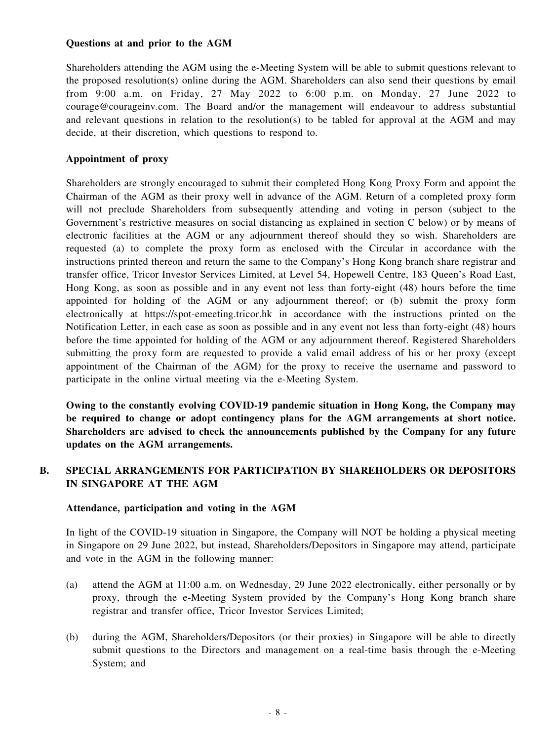**Questions at and prior to the AGM**

Shareholders attending the AGM using the e-Meeting System will be able to submit questions relevant to the proposed resolution(s) online during the AGM. Shareholders can also send their questions by email from 9:00 a.m. on Friday, 27 May 2022 to 6:00 p.m. on Monday, 27 June 2022 to courage@courageinv.com. The Board and/or the management will endeavour to address substantial and relevant questions in relation to the resolution(s) to be tabled for approval at the AGM and may decide, at their discretion, which questions to respond to.

**Appointment of proxy**

Shareholders are strongly encouraged to submit their completed Hong Kong Proxy Form and appoint the Chairman of the AGM as their proxy well in advance of the AGM. Return of a completed proxy form will not preclude Shareholders from subsequently attending and voting in person (subject to the Government's restrictive measures on social distancing as explained in section C below) or by means of electronic facilities at the AGM or any adjournment thereof should they so wish. Shareholders are requested (a) to complete the proxy form as enclosed with the Circular in accordance with the instructions printed thereon and return the same to the Company's Hong Kong branch share registrar and transfer office, Tricor Investor Services Limited, at Level 54, Hopewell Centre, 183 Queen's Road East, Hong Kong, as soon as possible and in any event not less than forty-eight (48) hours before the time appointed for holding of the AGM or any adjournment thereof; or (b) submit the proxy form electronically at https://spot-emeeting.tricor.hk in accordance with the instructions printed on the Notification Letter, in each case as soon as possible and in any event not less than forty-eight (48) hours before the time appointed for holding of the AGM or any adjournment thereof. Registered Shareholders submitting the proxy form are requested to provide a valid email address of his or her proxy (except appointment of the Chairman of the AGM) for the proxy to receive the username and password to participate in the online virtual meeting via the e-Meeting System.

**Owing to the constantly evolving COVID-19 pandemic situation in Hong Kong, the Company may be required to change or adopt contingency plans for the AGM arrangements at short notice. Shareholders are advised to check the announcements published by the Company for any future updates on the AGM arrangements.**

## B. SPECIAL ARRANGEMENTS FOR PARTICIPATION BY SHAREHOLDERS OR DEPOSITORS IN SINGAPORE AT THE AGM

**Attendance, participation and voting in the AGM**

In light of the COVID-19 situation in Singapore, the Company will NOT be holding a physical meeting in Singapore on 29 June 2022, but instead, Shareholders/Depositors in Singapore may attend, participate and vote in the AGM in the following manner:

(a) attend the AGM at 11:00 a.m. on Wednesday, 29 June 2022 electronically, either personally or by proxy, through the e-Meeting System provided by the Company's Hong Kong branch share registrar and transfer office, Tricor Investor Services Limited;

(b) during the AGM, Shareholders/Depositors (or their proxies) in Singapore will be able to directly submit questions to the Directors and management on a real-time basis through the e-Meeting System; and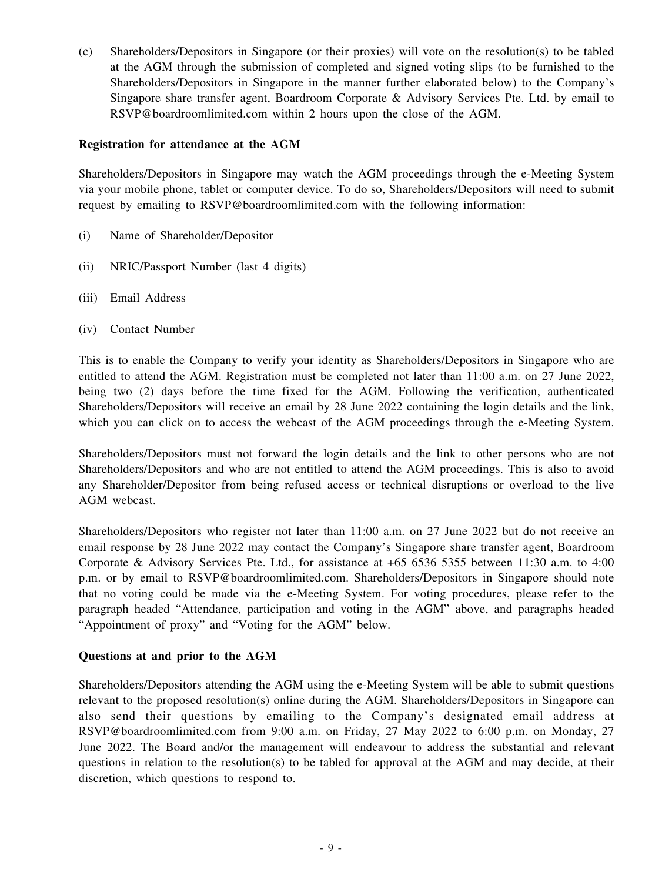(c) Shareholders/Depositors in Singapore (or their proxies) will vote on the resolution(s) to be tabled at the AGM through the submission of completed and signed voting slips (to be furnished to the Shareholders/Depositors in Singapore in the manner further elaborated below) to the Company's Singapore share transfer agent, Boardroom Corporate & Advisory Services Pte. Ltd. by email to RSVP@boardroomlimited.com within 2 hours upon the close of the AGM.

**Registration for attendance at the AGM**

Shareholders/Depositors in Singapore may watch the AGM proceedings through the e-Meeting System via your mobile phone, tablet or computer device. To do so, Shareholders/Depositors will need to submit request by emailing to RSVP@boardroomlimited.com with the following information:

(i) Name of Shareholder/Depositor

(ii) NRIC/Passport Number (last 4 digits)

(iii) Email Address

(iv) Contact Number

This is to enable the Company to verify your identity as Shareholders/Depositors in Singapore who are entitled to attend the AGM. Registration must be completed not later than 11:00 a.m. on 27 June 2022, being two (2) days before the time fixed for the AGM. Following the verification, authenticated Shareholders/Depositors will receive an email by 28 June 2022 containing the login details and the link, which you can click on to access the webcast of the AGM proceedings through the e-Meeting System.

Shareholders/Depositors must not forward the login details and the link to other persons who are not Shareholders/Depositors and who are not entitled to attend the AGM proceedings. This is also to avoid any Shareholder/Depositor from being refused access or technical disruptions or overload to the live AGM webcast.

Shareholders/Depositors who register not later than 11:00 a.m. on 27 June 2022 but do not receive an email response by 28 June 2022 may contact the Company's Singapore share transfer agent, Boardroom Corporate & Advisory Services Pte. Ltd., for assistance at +65 6536 5355 between 11:30 a.m. to 4:00 p.m. or by email to RSVP@boardroomlimited.com. Shareholders/Depositors in Singapore should note that no voting could be made via the e-Meeting System. For voting procedures, please refer to the paragraph headed "Attendance, participation and voting in the AGM" above, and paragraphs headed "Appointment of proxy" and "Voting for the AGM" below.

**Questions at and prior to the AGM**

Shareholders/Depositors attending the AGM using the e-Meeting System will be able to submit questions relevant to the proposed resolution(s) online during the AGM. Shareholders/Depositors in Singapore can also send their questions by emailing to the Company's designated email address at RSVP@boardroomlimited.com from 9:00 a.m. on Friday, 27 May 2022 to 6:00 p.m. on Monday, 27 June 2022. The Board and/or the management will endeavour to address the substantial and relevant questions in relation to the resolution(s) to be tabled for approval at the AGM and may decide, at their discretion, which questions to respond to.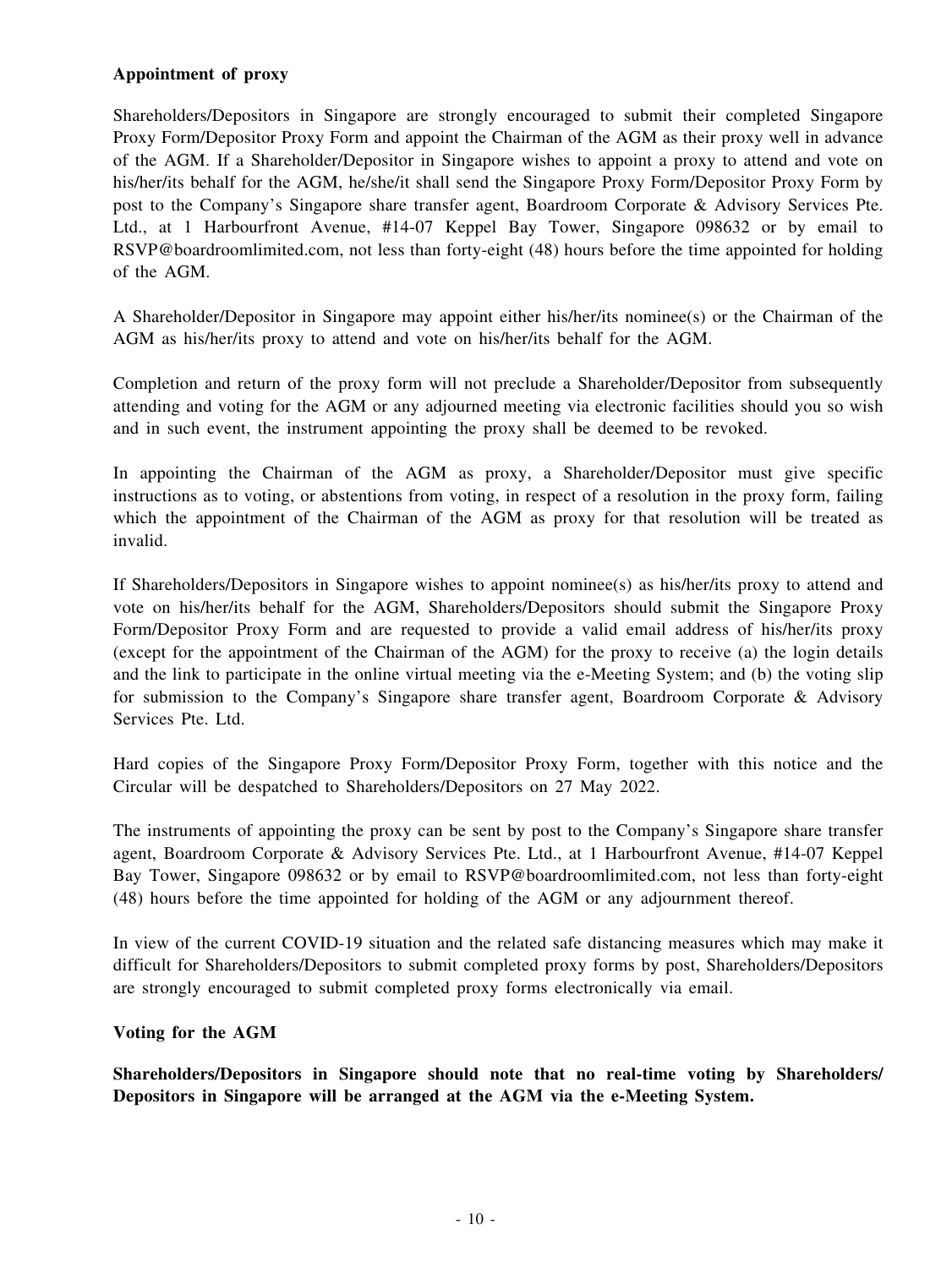**Appointment of proxy**

Shareholders/Depositors in Singapore are strongly encouraged to submit their completed Singapore Proxy Form/Depositor Proxy Form and appoint the Chairman of the AGM as their proxy well in advance of the AGM. If a Shareholder/Depositor in Singapore wishes to appoint a proxy to attend and vote on his/her/its behalf for the AGM, he/she/it shall send the Singapore Proxy Form/Depositor Proxy Form by post to the Company's Singapore share transfer agent, Boardroom Corporate & Advisory Services Pte. Ltd., at 1 Harbourfront Avenue, #14-07 Keppel Bay Tower, Singapore 098632 or by email to RSVP@boardroomlimited.com, not less than forty-eight (48) hours before the time appointed for holding of the AGM.

A Shareholder/Depositor in Singapore may appoint either his/her/its nominee(s) or the Chairman of the AGM as his/her/its proxy to attend and vote on his/her/its behalf for the AGM.

Completion and return of the proxy form will not preclude a Shareholder/Depositor from subsequently attending and voting for the AGM or any adjourned meeting via electronic facilities should you so wish and in such event, the instrument appointing the proxy shall be deemed to be revoked.

In appointing the Chairman of the AGM as proxy, a Shareholder/Depositor must give specific instructions as to voting, or abstentions from voting, in respect of a resolution in the proxy form, failing which the appointment of the Chairman of the AGM as proxy for that resolution will be treated as invalid.

If Shareholders/Depositors in Singapore wishes to appoint nominee(s) as his/her/its proxy to attend and vote on his/her/its behalf for the AGM, Shareholders/Depositors should submit the Singapore Proxy Form/Depositor Proxy Form and are requested to provide a valid email address of his/her/its proxy (except for the appointment of the Chairman of the AGM) for the proxy to receive (a) the login details and the link to participate in the online virtual meeting via the e-Meeting System; and (b) the voting slip for submission to the Company's Singapore share transfer agent, Boardroom Corporate & Advisory Services Pte. Ltd.

Hard copies of the Singapore Proxy Form/Depositor Proxy Form, together with this notice and the Circular will be despatched to Shareholders/Depositors on 27 May 2022.

The instruments of appointing the proxy can be sent by post to the Company's Singapore share transfer agent, Boardroom Corporate & Advisory Services Pte. Ltd., at 1 Harbourfront Avenue, #14-07 Keppel Bay Tower, Singapore 098632 or by email to RSVP@boardroomlimited.com, not less than forty-eight (48) hours before the time appointed for holding of the AGM or any adjournment thereof.

In view of the current COVID-19 situation and the related safe distancing measures which may make it difficult for Shareholders/Depositors to submit completed proxy forms by post, Shareholders/Depositors are strongly encouraged to submit completed proxy forms electronically via email.

**Voting for the AGM**

**Shareholders/Depositors in Singapore should note that no real-time voting by Shareholders/ Depositors in Singapore will be arranged at the AGM via the e-Meeting System.**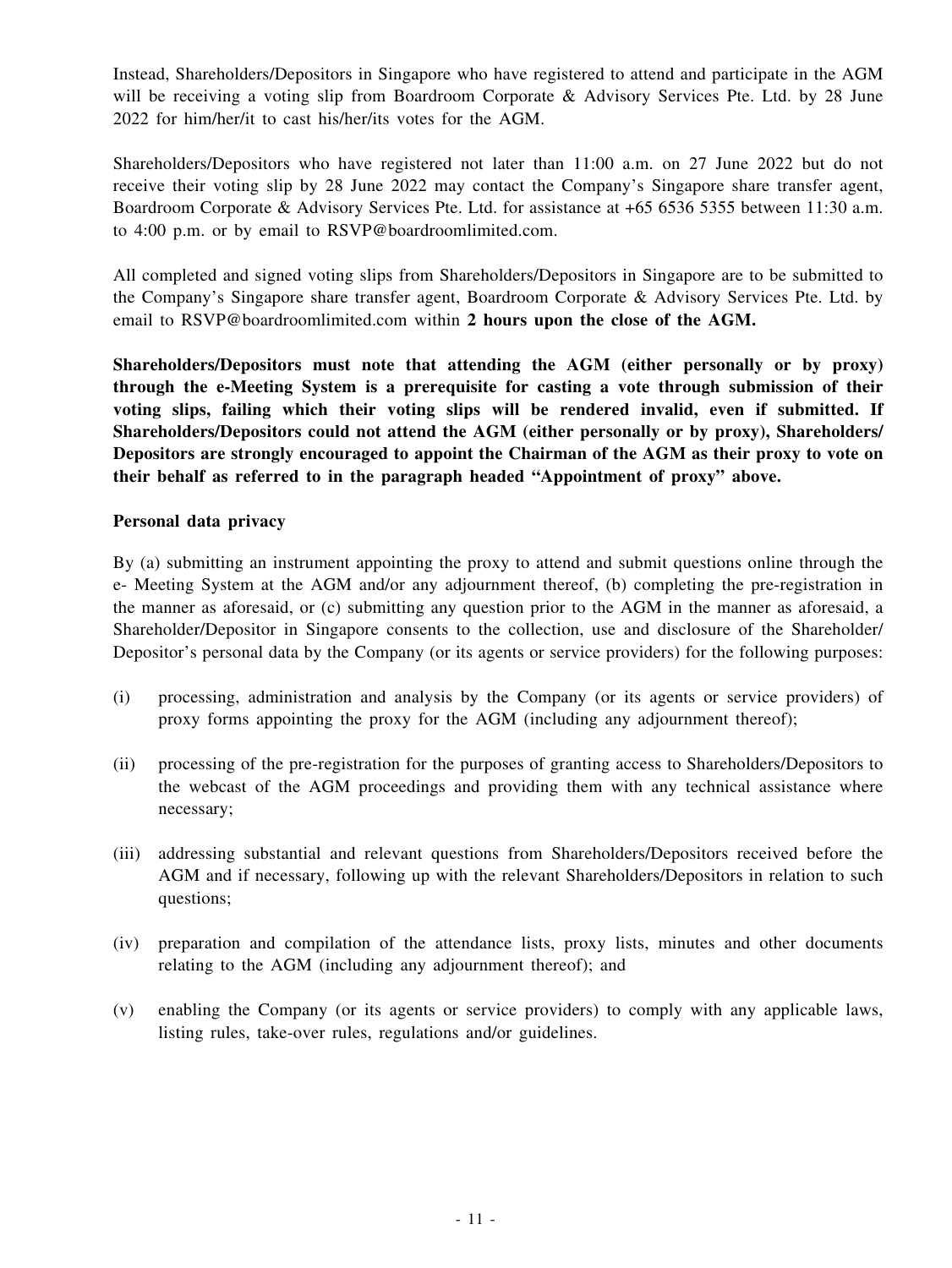Instead, Shareholders/Depositors in Singapore who have registered to attend and participate in the AGM will be receiving a voting slip from Boardroom Corporate & Advisory Services Pte. Ltd. by 28 June 2022 for him/her/it to cast his/her/its votes for the AGM.

Shareholders/Depositors who have registered not later than 11:00 a.m. on 27 June 2022 but do not receive their voting slip by 28 June 2022 may contact the Company's Singapore share transfer agent, Boardroom Corporate & Advisory Services Pte. Ltd. for assistance at +65 6536 5355 between 11:30 a.m. to 4:00 p.m. or by email to RSVP@boardroomlimited.com.

All completed and signed voting slips from Shareholders/Depositors in Singapore are to be submitted to the Company's Singapore share transfer agent, Boardroom Corporate & Advisory Services Pte. Ltd. by email to RSVP@boardroomlimited.com within **2 hours upon the close of the AGM.**

**Shareholders/Depositors must note that attending the AGM (either personally or by proxy) through the e-Meeting System is a prerequisite for casting a vote through submission of their voting slips, failing which their voting slips will be rendered invalid, even if submitted. If Shareholders/Depositors could not attend the AGM (either personally or by proxy), Shareholders/ Depositors are strongly encouraged to appoint the Chairman of the AGM as their proxy to vote on their behalf as referred to in the paragraph headed "Appointment of proxy" above.**

**Personal data privacy**

By (a) submitting an instrument appointing the proxy to attend and submit questions online through the e- Meeting System at the AGM and/or any adjournment thereof, (b) completing the pre-registration in the manner as aforesaid, or (c) submitting any question prior to the AGM in the manner as aforesaid, a Shareholder/Depositor in Singapore consents to the collection, use and disclosure of the Shareholder/ Depositor's personal data by the Company (or its agents or service providers) for the following purposes:

(i) processing, administration and analysis by the Company (or its agents or service providers) of proxy forms appointing the proxy for the AGM (including any adjournment thereof);

(ii) processing of the pre-registration for the purposes of granting access to Shareholders/Depositors to the webcast of the AGM proceedings and providing them with any technical assistance where necessary;

(iii) addressing substantial and relevant questions from Shareholders/Depositors received before the AGM and if necessary, following up with the relevant Shareholders/Depositors in relation to such questions;

(iv) preparation and compilation of the attendance lists, proxy lists, minutes and other documents relating to the AGM (including any adjournment thereof); and

(v) enabling the Company (or its agents or service providers) to comply with any applicable laws, listing rules, take-over rules, regulations and/or guidelines.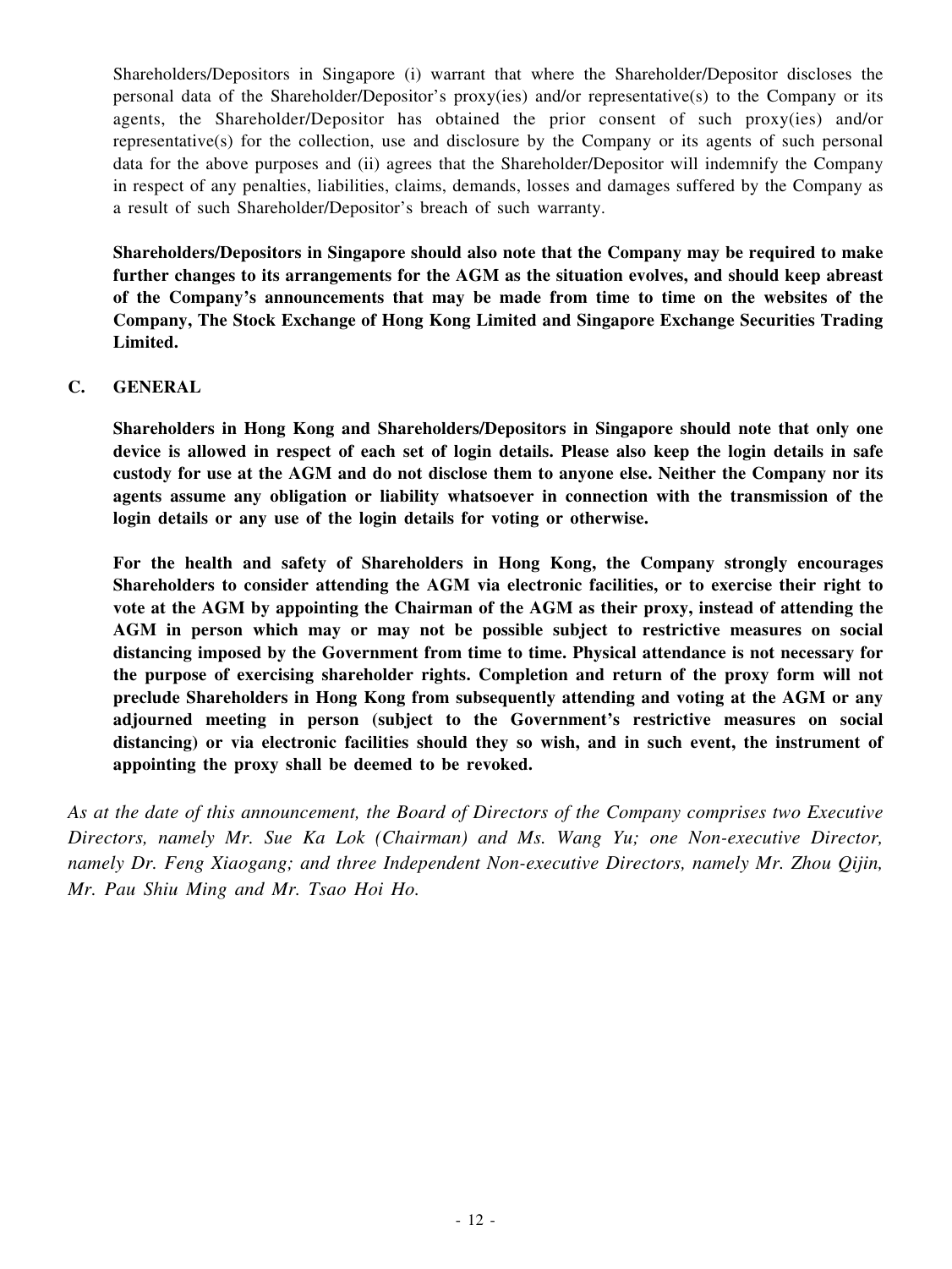Shareholders/Depositors in Singapore (i) warrant that where the Shareholder/Depositor discloses the personal data of the Shareholder/Depositor's proxy(ies) and/or representative(s) to the Company or its agents, the Shareholder/Depositor has obtained the prior consent of such proxy(ies) and/or representative(s) for the collection, use and disclosure by the Company or its agents of such personal data for the above purposes and (ii) agrees that the Shareholder/Depositor will indemnify the Company in respect of any penalties, liabilities, claims, demands, losses and damages suffered by the Company as a result of such Shareholder/Depositor's breach of such warranty.

**Shareholders/Depositors in Singapore should also note that the Company may be required to make further changes to its arrangements for the AGM as the situation evolves, and should keep abreast of the Company's announcements that may be made from time to time on the websites of the Company, The Stock Exchange of Hong Kong Limited and Singapore Exchange Securities Trading Limited.**

## C. GENERAL

**Shareholders in Hong Kong and Shareholders/Depositors in Singapore should note that only one device is allowed in respect of each set of login details. Please also keep the login details in safe custody for use at the AGM and do not disclose them to anyone else. Neither the Company nor its agents assume any obligation or liability whatsoever in connection with the transmission of the login details or any use of the login details for voting or otherwise.**

**For the health and safety of Shareholders in Hong Kong, the Company strongly encourages Shareholders to consider attending the AGM via electronic facilities, or to exercise their right to vote at the AGM by appointing the Chairman of the AGM as their proxy, instead of attending the AGM in person which may or may not be possible subject to restrictive measures on social distancing imposed by the Government from time to time. Physical attendance is not necessary for the purpose of exercising shareholder rights. Completion and return of the proxy form will not preclude Shareholders in Hong Kong from subsequently attending and voting at the AGM or any adjourned meeting in person (subject to the Government's restrictive measures on social distancing) or via electronic facilities should they so wish, and in such event, the instrument of appointing the proxy shall be deemed to be revoked.**

*As at the date of this announcement, the Board of Directors of the Company comprises two Executive Directors, namely Mr. Sue Ka Lok (Chairman) and Ms. Wang Yu; one Non-executive Director, namely Dr. Feng Xiaogang; and three Independent Non-executive Directors, namely Mr. Zhou Qijin, Mr. Pau Shiu Ming and Mr. Tsao Hoi Ho.*